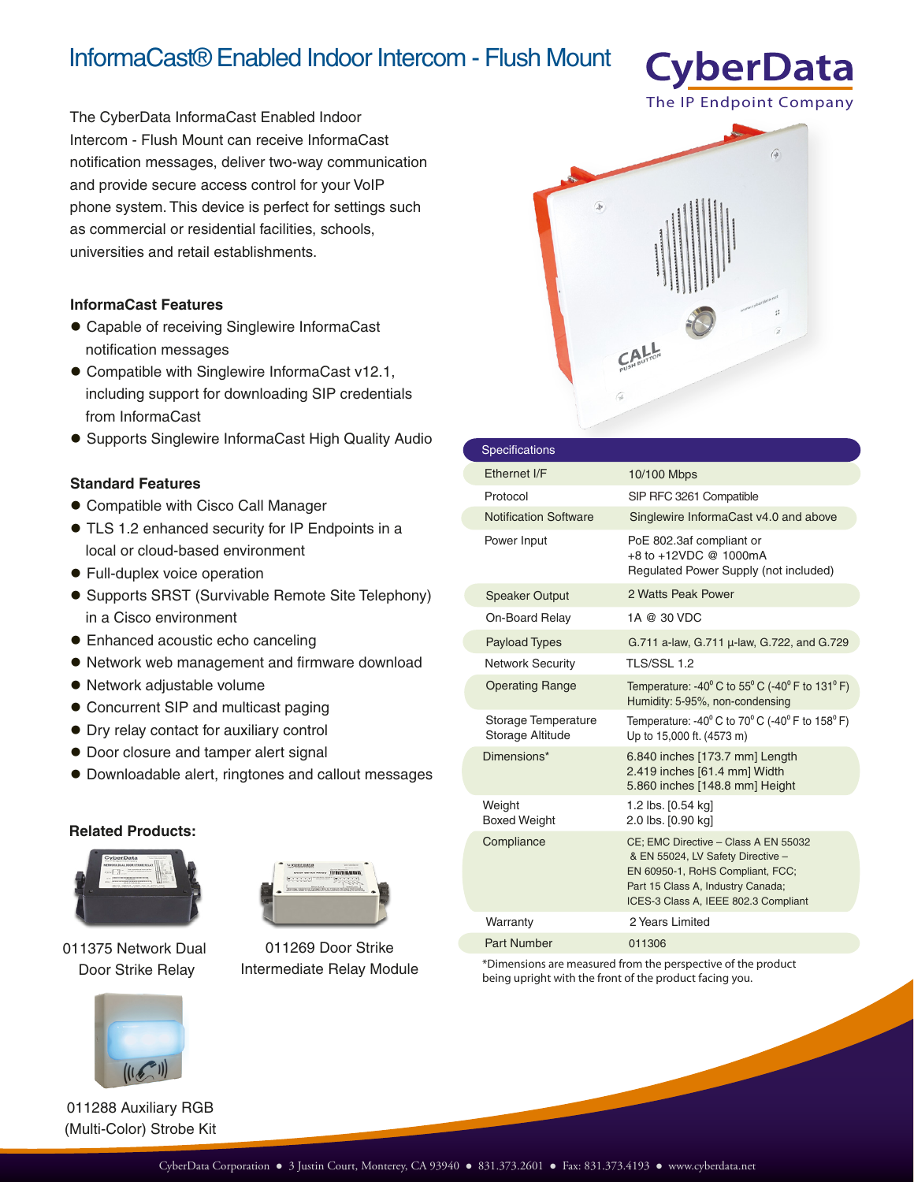# InformaCast® Enabled Indoor Intercom - Flush Mount

**CyberData**
The IP Endpoint Company

The CyberData InformaCast Enabled Indoor Intercom - Flush Mount can receive InformaCast notification messages, deliver two-way communication and provide secure access control for your VoIP phone system. This device is perfect for settings such as commercial or residential facilities, schools, universities and retail establishments.

### InformaCast Features

- Capable of receiving Singlewire InformaCast notification messages
- Compatible with Singlewire InformaCast v12.1, including support for downloading SIP credentials from InformaCast
- Supports Singlewire InformaCast High Quality Audio

### Standard Features

- Compatible with Cisco Call Manager
- TLS 1.2 enhanced security for IP Endpoints in a local or cloud-based environment
- Full-duplex voice operation
- Supports SRST (Survivable Remote Site Telephony) in a Cisco environment
- Enhanced acoustic echo canceling
- Network web management and firmware download
- Network adjustable volume
- Concurrent SIP and multicast paging
- Dry relay contact for auxiliary control
- Door closure and tamper alert signal
- Downloadable alert, ringtones and callout messages

### Related Products:

011375 Network Dual Door Strike Relay

011269 Door Strike Intermediate Relay Module

011288 Auxiliary RGB (Multi-Color) Strobe Kit

| Specifications | |
|---|---|
| Ethernet I/F | 10/100 Mbps |
| Protocol | SIP RFC 3261 Compatible |
| Notification Software | Singlewire InformaCast v4.0 and above |
| Power Input | PoE 802.3af compliant or +8 to +12VDC @ 1000mA Regulated Power Supply (not included) |
| Speaker Output | 2 Watts Peak Power |
| On-Board Relay | 1A @ 30 VDC |
| Payload Types | G.711 a-law, G.711 µ-law, G.722, and G.729 |
| Network Security | TLS/SSL 1.2 |
| Operating Range | Temperature: -40° C to 55° C (-40° F to 131° F)<br>Humidity: 5-95%, non-condensing |
| Storage Temperature<br>Storage Altitude | Temperature: -40° C to 70° C (-40° F to 158° F)<br>Up to 15,000 ft. (4573 m) |
| Dimensions* | 6.840 inches [173.7 mm] Length<br>2.419 inches [61.4 mm] Width<br>5.860 inches [148.8 mm] Height |
| Weight<br>Boxed Weight | 1.2 lbs. [0.54 kg]<br>2.0 lbs. [0.90 kg] |
| Compliance | CE; EMC Directive – Class A EN 55032 & EN 55024, LV Safety Directive – EN 60950-1, RoHS Compliant, FCC; Part 15 Class A, Industry Canada; ICES-3 Class A, IEEE 802.3 Compliant |
| Warranty | 2 Years Limited |
| Part Number | 011306 |

*Dimensions are measured from the perspective of the product being upright with the front of the product facing you.

CyberData Corporation ● 3 Justin Court, Monterey, CA 93940 ● 831.373.2601 ● Fax: 831.373.4193 ● www.cyberdata.net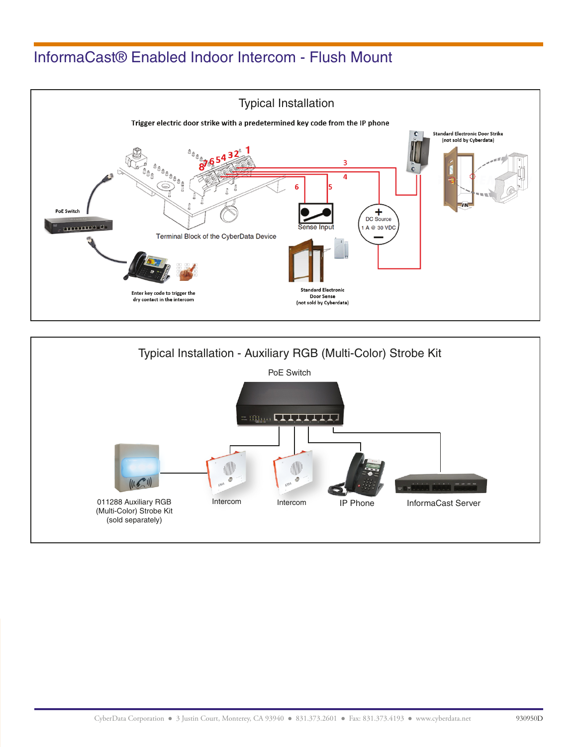# InformaCast® Enabled Indoor Intercom - Flush Mount

## Typical Installation

**Trigger electric door strike with a predetermined key code from the IP phone**

Standard Electronic Door Strike (not sold by Cyberdata)

PoE Switch

8 7 6 5 4 3 2 1

3

4

6

5

Sense Input

DC Source 1 A @ 30 VDC

Terminal Block of the CyberData Device

Enter key code to trigger the dry contact in the intercom

Standard Electronic Door Sense (not sold by Cyberdata)

## Typical Installation - Auxiliary RGB (Multi-Color) Strobe Kit

PoE Switch

011288 Auxiliary RGB (Multi-Color) Strobe Kit (sold separately)

Intercom

Intercom

IP Phone

InformaCast Server

CyberData Corporation ● 3 Justin Court, Monterey, CA 93940 ● 831.373.2601 ● Fax: 831.373.4193 ● www.cyberdata.net

930950D